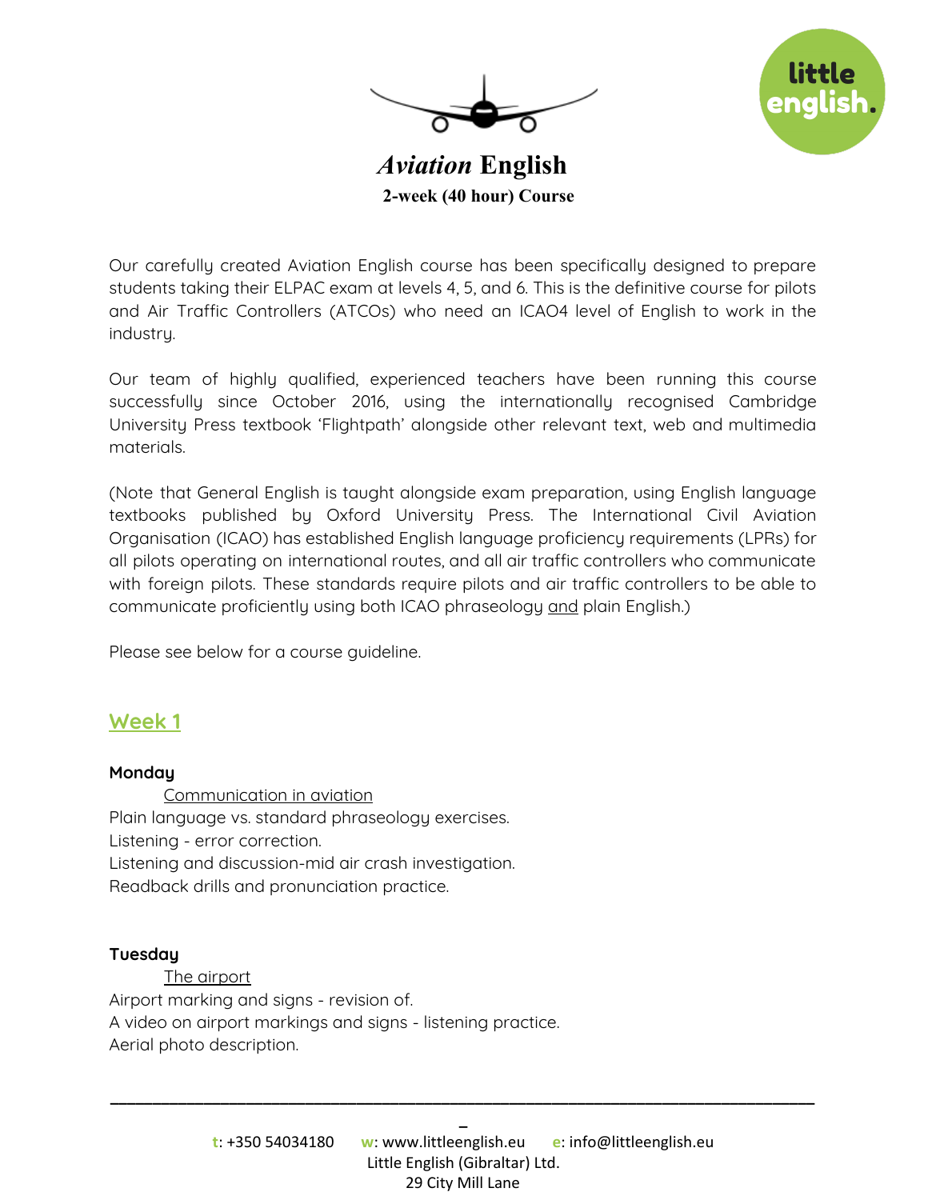# *Aviation* English

**2-week (40 hour) Course**

Our carefully created Aviation English course has been specifically designed to prepare students taking their ELPAC exam at levels 4, 5, and 6. This is the definitive course for pilots and Air Traffic Controllers (ATCOs) who need an ICAO4 level of English to work in the industry.

Our team of highly qualified, experienced teachers have been running this course successfully since October 2016, using the internationally recognised Cambridge University Press textbook 'Flightpath' alongside other relevant text, web and multimedia materials.

(Note that General English is taught alongside exam preparation, using English language textbooks published by Oxford University Press. The International Civil Aviation Organisation (ICAO) has established English language proficiency requirements (LPRs) for all pilots operating on international routes, and all air traffic controllers who communicate with foreign pilots. These standards require pilots and air traffic controllers to be able to communicate proficiently using both ICAO phraseology and plain English.)

Please see below for a course guideline.

## Week 1

**Monday**

Communication in aviation

Plain language vs. standard phraseology exercises.
Listening - error correction.
Listening and discussion-mid air crash investigation.
Readback drills and pronunciation practice.

**Tuesday**

The airport

Airport marking and signs - revision of.
A video on airport markings and signs - listening practice.
Aerial photo description.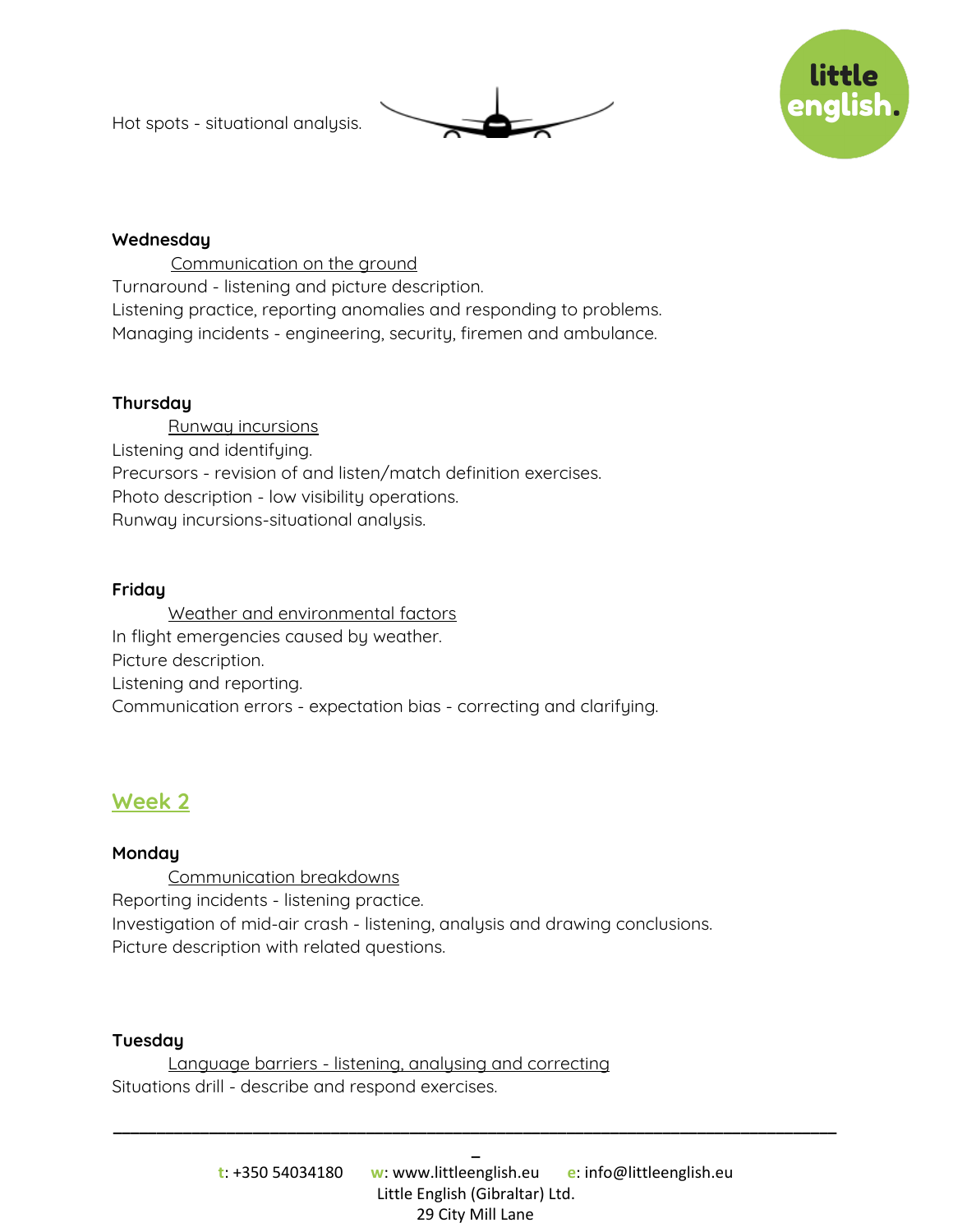Hot spots - situational analysis.

**Wednesday**

Communication on the ground

Turnaround - listening and picture description.

Listening practice, reporting anomalies and responding to problems.

Managing incidents - engineering, security, firemen and ambulance.

**Thursday**

Runway incursions

Listening and identifying.

Precursors - revision of and listen/match definition exercises.

Photo description - low visibility operations.

Runway incursions-situational analysis.

**Friday**

Weather and environmental factors

In flight emergencies caused by weather.

Picture description.

Listening and reporting.

Communication errors - expectation bias - correcting and clarifying.

## Week 2

**Monday**

Communication breakdowns

Reporting incidents - listening practice.

Investigation of mid-air crash - listening, analysis and drawing conclusions.

Picture description with related questions.

**Tuesday**

Language barriers - listening, analysing and correcting

Situations drill - describe and respond exercises.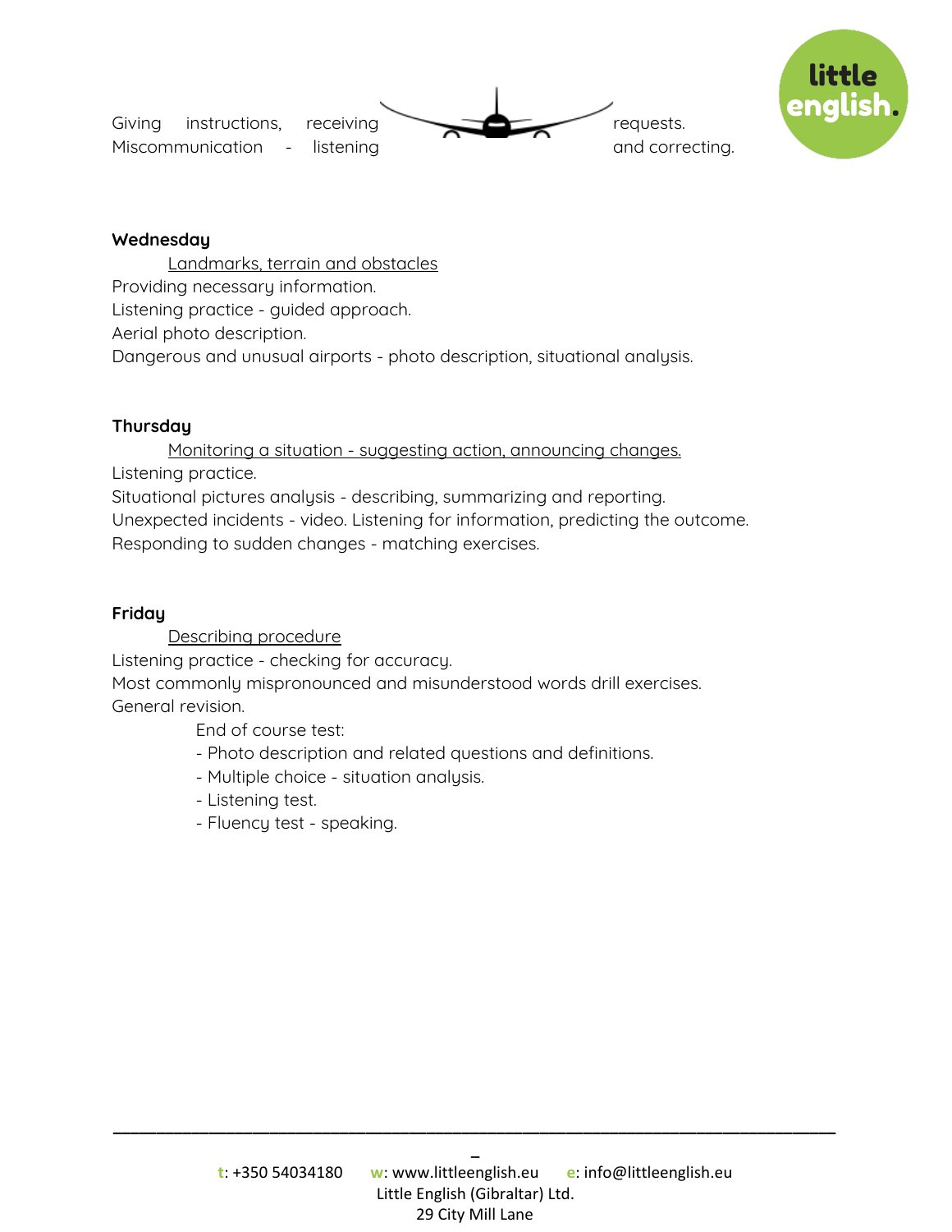Giving instructions, receiving requests.
Miscommunication - listening and correcting.

**Wednesday**

Landmarks, terrain and obstacles

Providing necessary information.
Listening practice - guided approach.
Aerial photo description.
Dangerous and unusual airports - photo description, situational analysis.

**Thursday**

Monitoring a situation - suggesting action, announcing changes.

Listening practice.
Situational pictures analysis - describing, summarizing and reporting.
Unexpected incidents - video. Listening for information, predicting the outcome.
Responding to sudden changes - matching exercises.

**Friday**

Describing procedure

Listening practice - checking for accuracy.
Most commonly mispronounced and misunderstood words drill exercises.
General revision.

End of course test:

- Photo description and related questions and definitions.
- Multiple choice - situation analysis.
- Listening test.
- Fluency test - speaking.